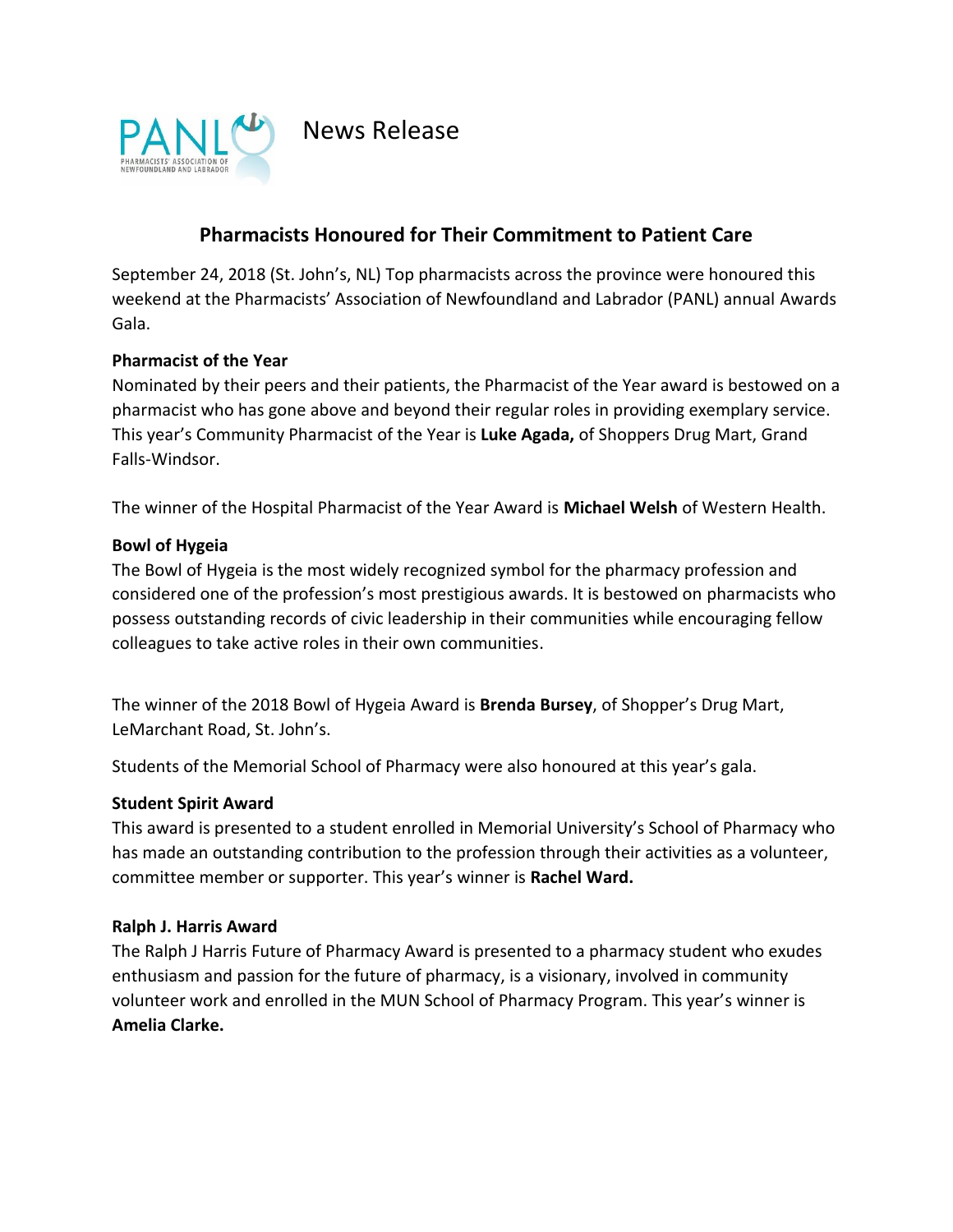News Release

# Pharmacists Honoured for Their Commitment to Patient Care

September 24, 2018 (St. John's, NL) Top pharmacists across the province were honoured this weekend at the Pharmacists' Association of Newfoundland and Labrador (PANL) annual Awards Gala.

**Pharmacist of the Year**

Nominated by their peers and their patients, the Pharmacist of the Year award is bestowed on a pharmacist who has gone above and beyond their regular roles in providing exemplary service. This year's Community Pharmacist of the Year is **Luke Agada,** of Shoppers Drug Mart, Grand Falls-Windsor.

The winner of the Hospital Pharmacist of the Year Award is **Michael Welsh** of Western Health.

**Bowl of Hygeia**

The Bowl of Hygeia is the most widely recognized symbol for the pharmacy profession and considered one of the profession's most prestigious awards. It is bestowed on pharmacists who possess outstanding records of civic leadership in their communities while encouraging fellow colleagues to take active roles in their own communities.

The winner of the 2018 Bowl of Hygeia Award is **Brenda Bursey**, of Shopper's Drug Mart, LeMarchant Road, St. John's.

Students of the Memorial School of Pharmacy were also honoured at this year's gala.

**Student Spirit Award**

This award is presented to a student enrolled in Memorial University's School of Pharmacy who has made an outstanding contribution to the profession through their activities as a volunteer, committee member or supporter. This year's winner is **Rachel Ward.**

**Ralph J. Harris Award**

The Ralph J Harris Future of Pharmacy Award is presented to a pharmacy student who exudes enthusiasm and passion for the future of pharmacy, is a visionary, involved in community volunteer work and enrolled in the MUN School of Pharmacy Program. This year's winner is **Amelia Clarke.**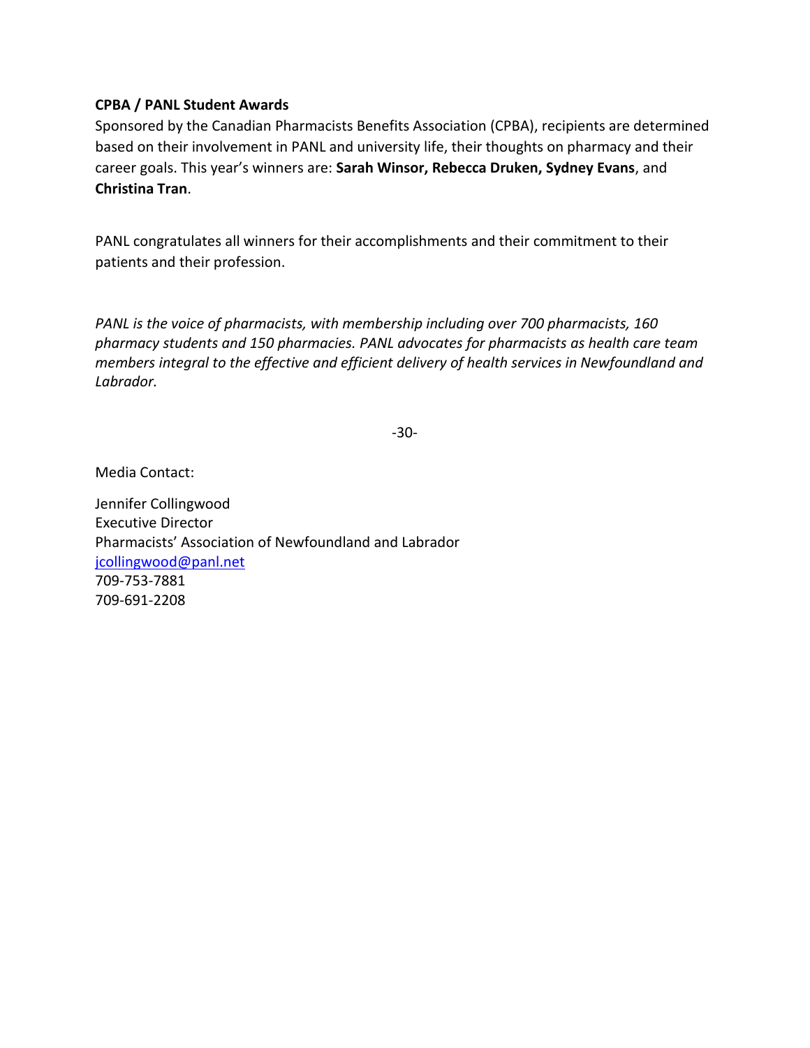**CPBA / PANL Student Awards**

Sponsored by the Canadian Pharmacists Benefits Association (CPBA), recipients are determined based on their involvement in PANL and university life, their thoughts on pharmacy and their career goals. This year's winners are: **Sarah Winsor, Rebecca Druken, Sydney Evans**, and **Christina Tran**.

PANL congratulates all winners for their accomplishments and their commitment to their patients and their profession.

*PANL is the voice of pharmacists, with membership including over 700 pharmacists, 160 pharmacy students and 150 pharmacies. PANL advocates for pharmacists as health care team members integral to the effective and efficient delivery of health services in Newfoundland and Labrador.*

-30-

Media Contact:

Jennifer Collingwood
Executive Director
Pharmacists' Association of Newfoundland and Labrador
jcollingwood@panl.net
709-753-7881
709-691-2208